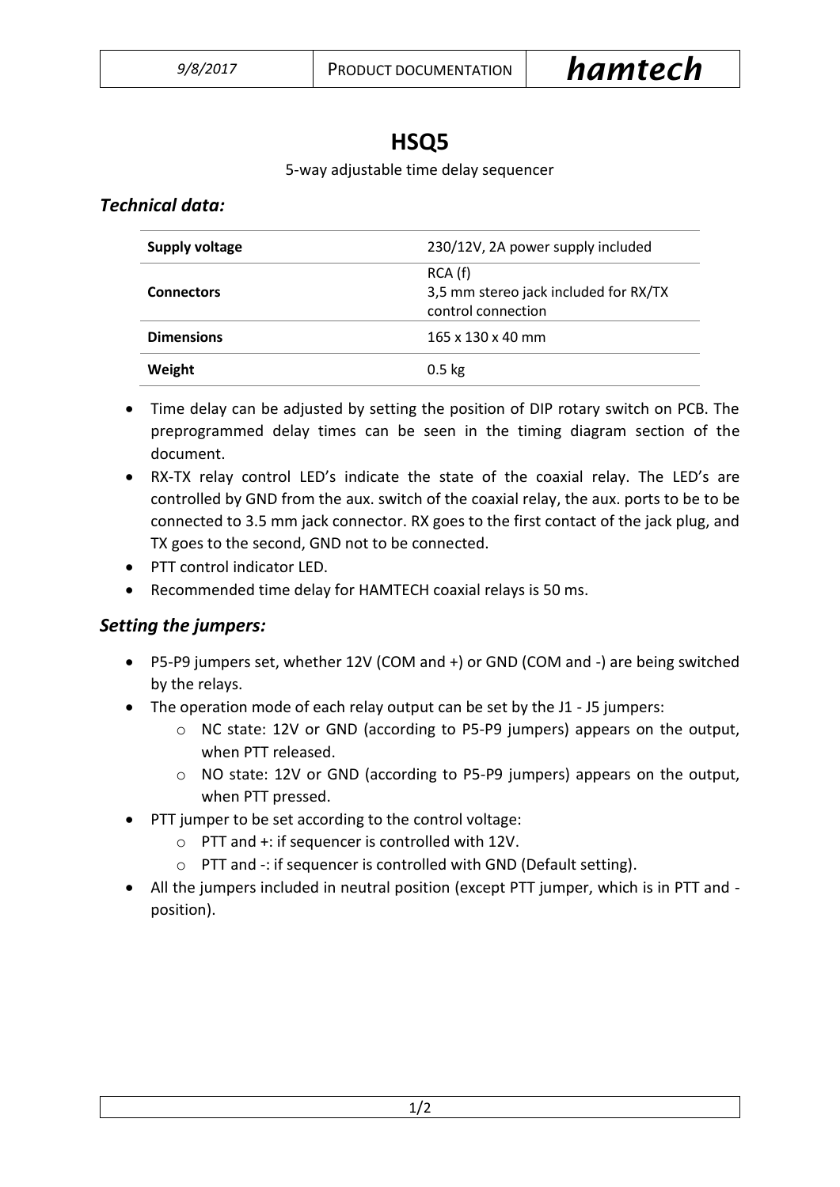# HSQ5

5-way adjustable time delay sequencer

## *Technical data:*

| | |
|---|---|
| **Supply voltage** | 230/12V, 2A power supply included |
| **Connectors** | RCA (f)<br>3,5 mm stereo jack included for RX/TX control connection |
| **Dimensions** | 165 x 130 x 40 mm |
| **Weight** | 0.5 kg |

- Time delay can be adjusted by setting the position of DIP rotary switch on PCB. The preprogrammed delay times can be seen in the timing diagram section of the document.
- RX-TX relay control LED's indicate the state of the coaxial relay. The LED's are controlled by GND from the aux. switch of the coaxial relay, the aux. ports to be to be connected to 3.5 mm jack connector. RX goes to the first contact of the jack plug, and TX goes to the second, GND not to be connected.
- PTT control indicator LED.
- Recommended time delay for HAMTECH coaxial relays is 50 ms.

## *Setting the jumpers:*

- P5-P9 jumpers set, whether 12V (COM and +) or GND (COM and -) are being switched by the relays.
- The operation mode of each relay output can be set by the J1 - J5 jumpers:
  - NC state: 12V or GND (according to P5-P9 jumpers) appears on the output, when PTT released.
  - NO state: 12V or GND (according to P5-P9 jumpers) appears on the output, when PTT pressed.
- PTT jumper to be set according to the control voltage:
  - PTT and +: if sequencer is controlled with 12V.
  - PTT and -: if sequencer is controlled with GND (Default setting).
- All the jumpers included in neutral position (except PTT jumper, which is in PTT and - position).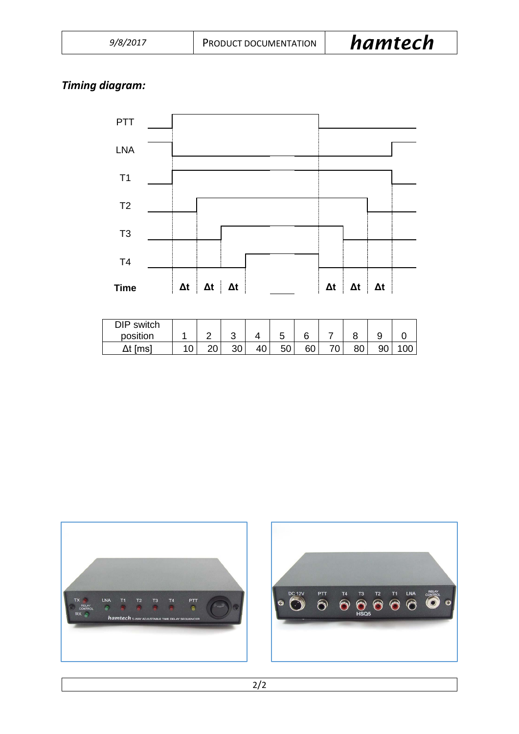***Timing diagram:***

PTT

LNA

T1

T2

T3

T4

**Time** **Δt** **Δt** **Δt** **Δt** **Δt** **Δt**

| DIP switch position | 1 | 2 | 3 | 4 | 5 | 6 | 7 | 8 | 9 | 0 |
|---|---|---|---|---|---|---|---|---|---|---|
| Δt [ms] | 10 | 20 | 30 | 40 | 50 | 60 | 70 | 80 | 90 | 100 |